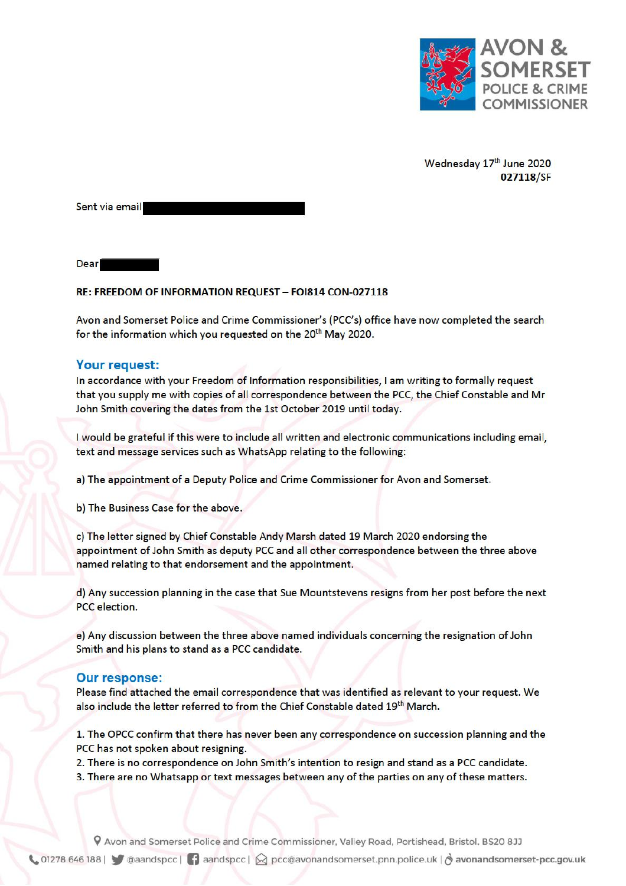AVON & SOMERSET POLICE & CRIME COMMISSIONER

Wednesday 17th June 2020
**027118/SF**

Sent via email

Dear

**RE: FREEDOM OF INFORMATION REQUEST – FOI814 CON-027118**

Avon and Somerset Police and Crime Commissioner's (PCC's) office have now completed the search for the information which you requested on the 20th May 2020.

## Your request:

In accordance with your Freedom of Information responsibilities, I am writing to formally request that you supply me with copies of all correspondence between the PCC, the Chief Constable and Mr John Smith covering the dates from the 1st October 2019 until today.

I would be grateful if this were to include all written and electronic communications including email, text and message services such as WhatsApp relating to the following:

a) The appointment of a Deputy Police and Crime Commissioner for Avon and Somerset.

b) The Business Case for the above.

c) The letter signed by Chief Constable Andy Marsh dated 19 March 2020 endorsing the appointment of John Smith as deputy PCC and all other correspondence between the three above named relating to that endorsement and the appointment.

d) Any succession planning in the case that Sue Mountstevens resigns from her post before the next PCC election.

e) Any discussion between the three above named individuals concerning the resignation of John Smith and his plans to stand as a PCC candidate.

## Our response:

Please find attached the email correspondence that was identified as relevant to your request. We also include the letter referred to from the Chief Constable dated 19th March.

1. The OPCC confirm that there has never been any correspondence on succession planning and the PCC has not spoken about resigning.
2. There is no correspondence on John Smith's intention to resign and stand as a PCC candidate.
3. There are no Whatsapp or text messages between any of the parties on any of these matters.

Avon and Somerset Police and Crime Commissioner, Valley Road, Portishead, Bristol. BS20 8JJ

01278 646 188 | @aandspcc | aandspcc | pcc@avonandsomerset.pnn.police.uk | avonandsomerset-pcc.gov.uk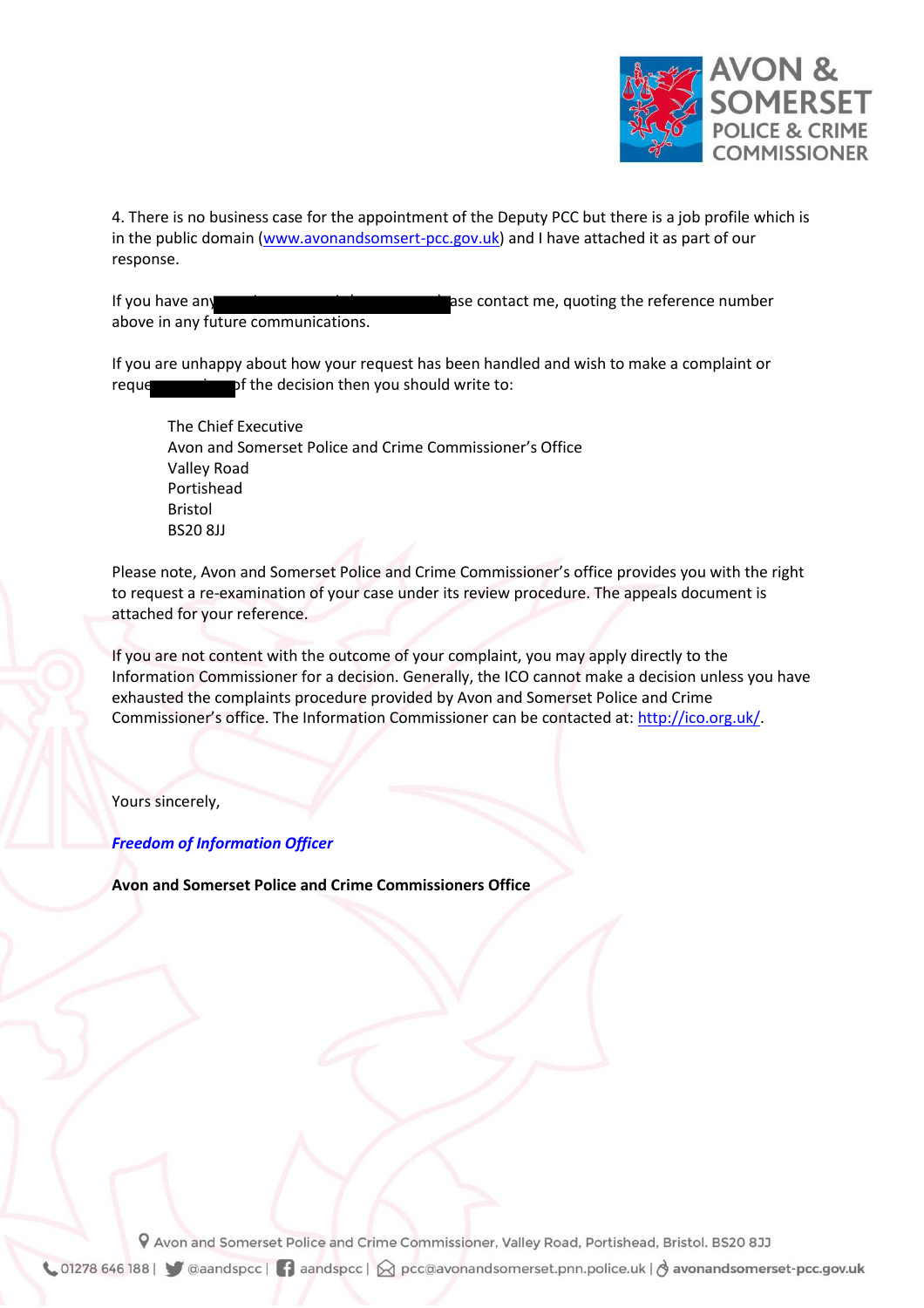4. There is no business case for the appointment of the Deputy PCC but there is a job profile which is in the public domain (www.avonandsomsert-pcc.gov.uk) and I have attached it as part of our response.

If you have any ██████████████ ase contact me, quoting the reference number above in any future communications.

If you are unhappy about how your request has been handled and wish to make a complaint or reque██████ of the decision then you should write to:

The Chief Executive
Avon and Somerset Police and Crime Commissioner's Office
Valley Road
Portishead
Bristol
BS20 8JJ

Please note, Avon and Somerset Police and Crime Commissioner's office provides you with the right to request a re-examination of your case under its review procedure. The appeals document is attached for your reference.

If you are not content with the outcome of your complaint, you may apply directly to the Information Commissioner for a decision. Generally, the ICO cannot make a decision unless you have exhausted the complaints procedure provided by Avon and Somerset Police and Crime Commissioner's office. The Information Commissioner can be contacted at: http://ico.org.uk/.

Yours sincerely,

***Freedom of Information Officer***

**Avon and Somerset Police and Crime Commissioners Office**